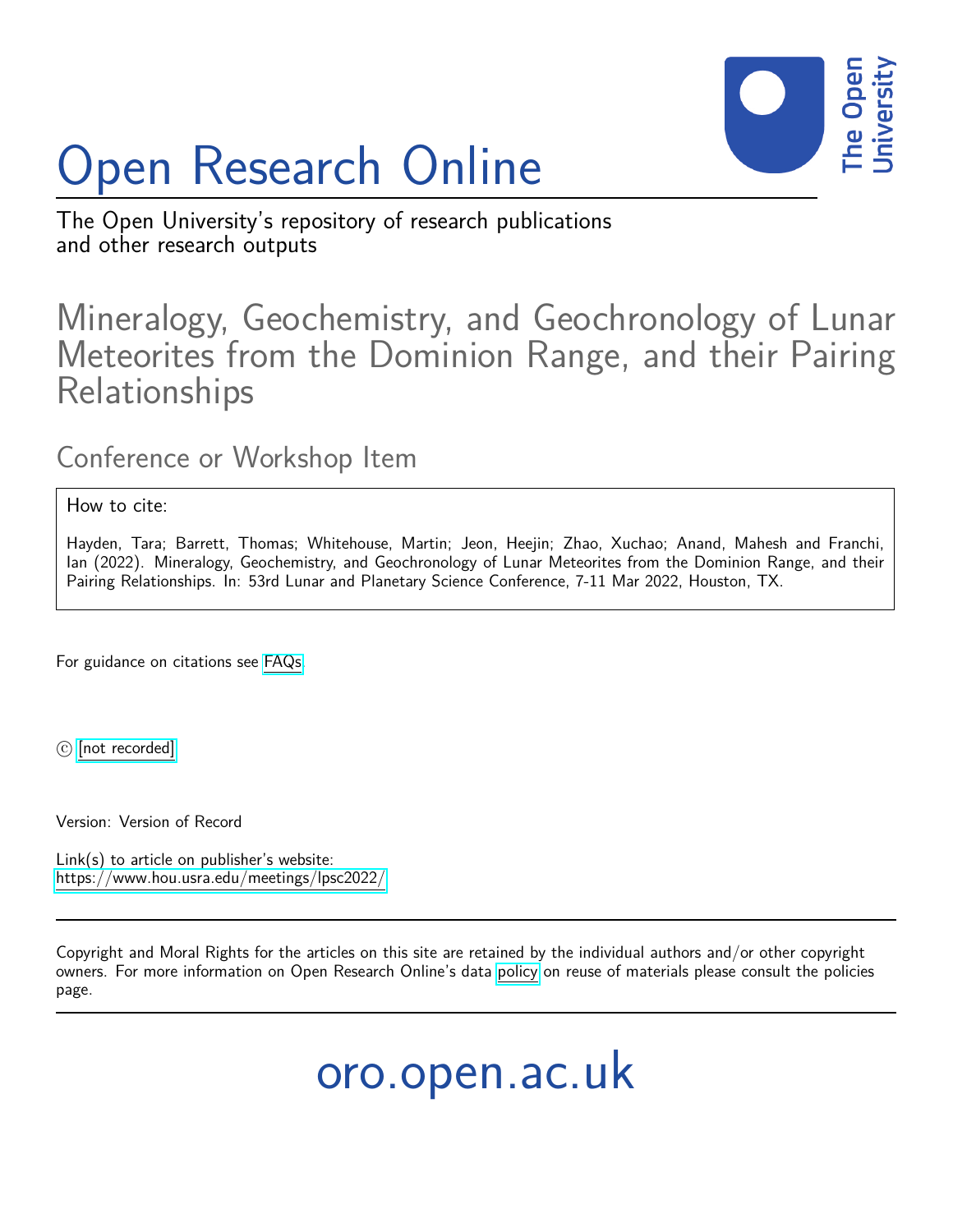# Open Research Online

The Open University's repository of research publications and other research outputs

## Mineralogy, Geochemistry, and Geochronology of Lunar Meteorites from the Dominion Range, and their Pairing Relationships

### Conference or Workshop Item

How to cite:

Hayden, Tara; Barrett, Thomas; Whitehouse, Martin; Jeon, Heejin; Zhao, Xuchao; Anand, Mahesh and Franchi, Ian (2022). Mineralogy, Geochemistry, and Geochronology of Lunar Meteorites from the Dominion Range, and their Pairing Relationships. In: 53rd Lunar and Planetary Science Conference, 7-11 Mar 2022, Houston, TX.

For guidance on citations see FAQs.

© [not recorded]

Version: Version of Record

Link(s) to article on publisher's website:
https://www.hou.usra.edu/meetings/lpsc2022/

Copyright and Moral Rights for the articles on this site are retained by the individual authors and/or other copyright owners. For more information on Open Research Online's data policy on reuse of materials please consult the policies page.

oro.open.ac.uk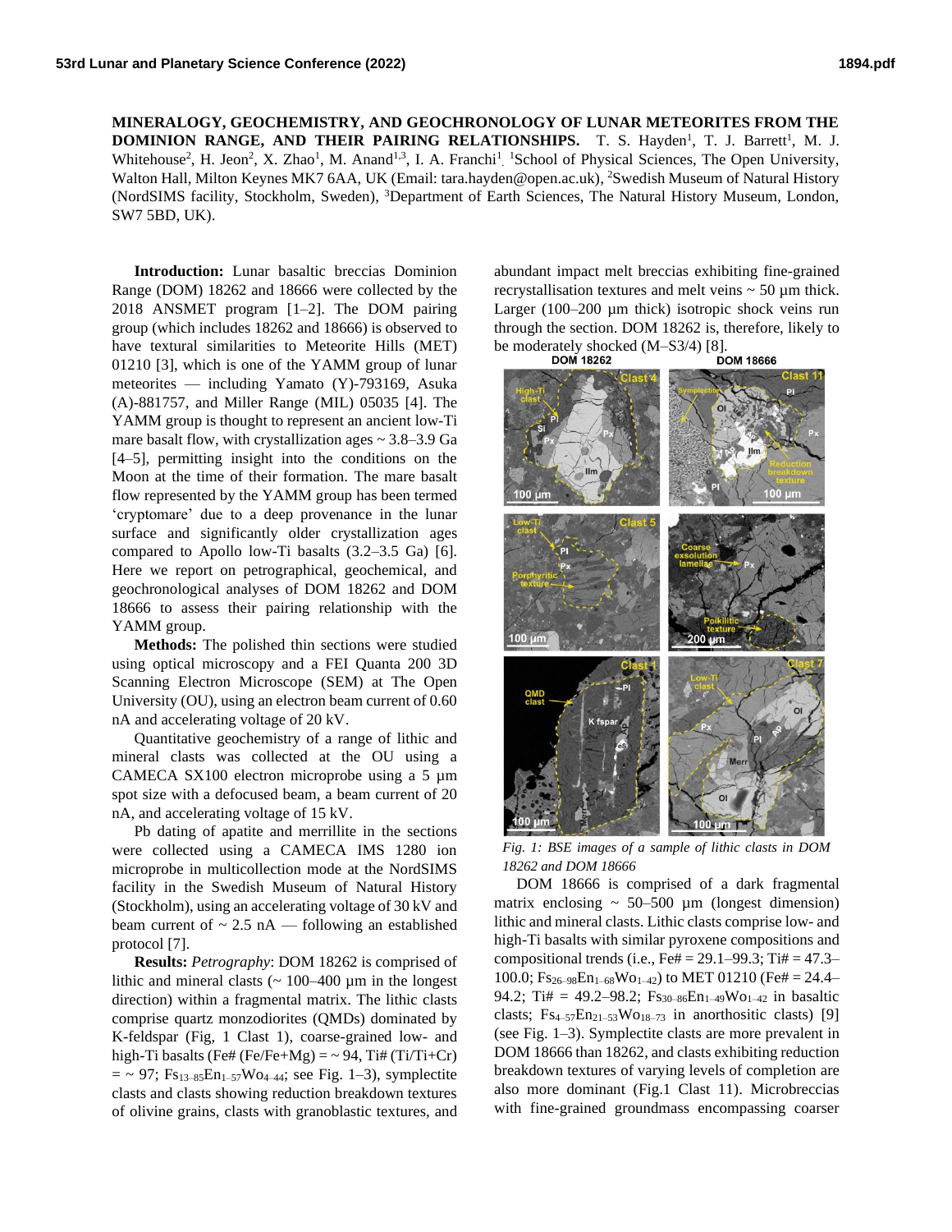**MINERALOGY, GEOCHEMISTRY, AND GEOCHRONOLOGY OF LUNAR METEORITES FROM THE DOMINION RANGE, AND THEIR PAIRING RELATIONSHIPS.** T. S. Hayden[1], T. J. Barrett[1], M. J. Whitehouse[2], H. Jeon[2], X. Zhao[1], M. Anand[1,3], I. A. Franchi[1]. [1]School of Physical Sciences, The Open University, Walton Hall, Milton Keynes MK7 6AA, UK (Email: tara.hayden@open.ac.uk), [2]Swedish Museum of Natural History (NordSIMS facility, Stockholm, Sweden), [3]Department of Earth Sciences, The Natural History Museum, London, SW7 5BD, UK).

**Introduction:** Lunar basaltic breccias Dominion Range (DOM) 18262 and 18666 were collected by the 2018 ANSMET program [1–2]. The DOM pairing group (which includes 18262 and 18666) is observed to have textural similarities to Meteorite Hills (MET) 01210 [3], which is one of the YAMM group of lunar meteorites — including Yamato (Y)-793169, Asuka (A)-881757, and Miller Range (MIL) 05035 [4]. The YAMM group is thought to represent an ancient low-Ti mare basalt flow, with crystallization ages ~ 3.8–3.9 Ga [4–5], permitting insight into the conditions on the Moon at the time of their formation. The mare basalt flow represented by the YAMM group has been termed 'cryptomare' due to a deep provenance in the lunar surface and significantly older crystallization ages compared to Apollo low-Ti basalts (3.2–3.5 Ga) [6]. Here we report on petrographical, geochemical, and geochronological analyses of DOM 18262 and DOM 18666 to assess their pairing relationship with the YAMM group.

**Methods:** The polished thin sections were studied using optical microscopy and a FEI Quanta 200 3D Scanning Electron Microscope (SEM) at The Open University (OU), using an electron beam current of 0.60 nA and accelerating voltage of 20 kV.

Quantitative geochemistry of a range of lithic and mineral clasts was collected at the OU using a CAMECA SX100 electron microprobe using a 5 µm spot size with a defocused beam, a beam current of 20 nA, and accelerating voltage of 15 kV.

Pb dating of apatite and merrillite in the sections were collected using a CAMECA IMS 1280 ion microprobe in multicollection mode at the NordSIMS facility in the Swedish Museum of Natural History (Stockholm), using an accelerating voltage of 30 kV and beam current of ~ 2.5 nA — following an established protocol [7].

**Results:** *Petrography*: DOM 18262 is comprised of lithic and mineral clasts (~ 100–400 µm in the longest direction) within a fragmental matrix. The lithic clasts comprise quartz monzodiorites (QMDs) dominated by K-feldspar (Fig, 1 Clast 1), coarse-grained low- and high-Ti basalts (Fe# (Fe/Fe+Mg) = ~ 94, Ti# (Ti/Ti+Cr) = ~ 97; $Fs_{13–85}En_{1–57}Wo_{4–44}$; see Fig. 1–3), symplectite clasts and clasts showing reduction breakdown textures of olivine grains, clasts with granoblastic textures, and abundant impact melt breccias exhibiting fine-grained recrystallisation textures and melt veins ~ 50 µm thick. Larger (100–200 µm thick) isotropic shock veins run through the section. DOM 18262 is, therefore, likely to be moderately shocked (M–S3/4) [8].

*Fig. 1: BSE images of a sample of lithic clasts in DOM 18262 and DOM 18666*

DOM 18666 is comprised of a dark fragmental matrix enclosing ~ 50–500 µm (longest dimension) lithic and mineral clasts. Lithic clasts comprise low- and high-Ti basalts with similar pyroxene compositions and compositional trends (i.e., Fe# = 29.1–99.3; Ti# = 47.3–100.0; $Fs_{26–98}En_{1–68}Wo_{1–42}$) to MET 01210 (Fe# = 24.4–94.2; Ti# = 49.2–98.2; $Fs_{30–86}En_{1–49}Wo_{1–42}$ in basaltic clasts; $Fs_{4–57}En_{21–53}Wo_{18–73}$ in anorthositic clasts) [9] (see Fig. 1–3). Symplectite clasts are more prevalent in DOM 18666 than 18262, and clasts exhibiting reduction breakdown textures of varying levels of completion are also more dominant (Fig.1 Clast 11). Microbreccias with fine-grained groundmass encompassing coarser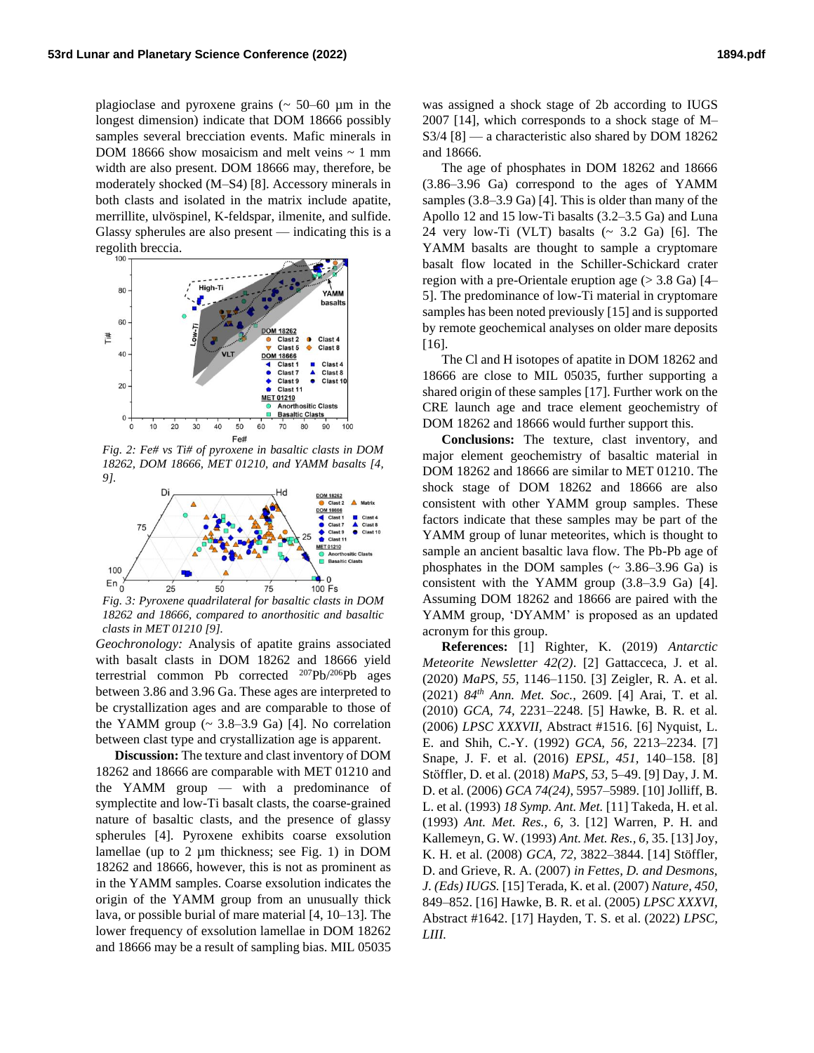plagioclase and pyroxene grains (~ 50–60 µm in the longest dimension) indicate that DOM 18666 possibly samples several brecciation events. Mafic minerals in DOM 18666 show mosaicism and melt veins ~ 1 mm width are also present. DOM 18666 may, therefore, be moderately shocked (M–S4) [8]. Accessory minerals in both clasts and isolated in the matrix include apatite, merrillite, ulvöspinel, K-feldspar, ilmenite, and sulfide. Glassy spherules are also present — indicating this is a regolith breccia.

100
80
60
40
20
0
Ti#
0 10 20 30 40 50 60 70 80 90 100
Fe#
High-Ti
Low-Ti
VLT
YAMM basalts
DOM 18262
Clast 2
Clast 4
Clast 5
Clast 8
DOM 18666
Clast 1
Clast 4
Clast 7
Clast 8
Clast 9
Clast 10
Clast 11
MET 01210
Anorthositic Clasts
Basaltic Clasts

*Fig. 2: Fe# vs Ti# of pyroxene in basaltic clasts in DOM 18262, DOM 18666, MET 01210, and YAMM basalts [4, 9].*

Di
Hd
En
Fs
75
100
25
0
0 25 50 75 100
DOM 18262
Clast 2
Matrix
DOM 18666
Clast 1
Clast 4
Clast 7
Clast 8
Clast 9
Clast 10
Clast 11
MET 01210
Anorthositic Clasts
Basaltic Clasts

*Fig. 3: Pyroxene quadrilateral for basaltic clasts in DOM 18262 and 18666, compared to anorthositic and basaltic clasts in MET 01210 [9].*

*Geochronology:* Analysis of apatite grains associated with basalt clasts in DOM 18262 and 18666 yield terrestrial common Pb corrected $^{207}Pb/^{206}Pb$ ages between 3.86 and 3.96 Ga. These ages are interpreted to be crystallization ages and are comparable to those of the YAMM group (~ 3.8–3.9 Ga) [4]. No correlation between clast type and crystallization age is apparent.

**Discussion:** The texture and clast inventory of DOM 18262 and 18666 are comparable with MET 01210 and the YAMM group — with a predominance of symplectite and low-Ti basalt clasts, the coarse-grained nature of basaltic clasts, and the presence of glassy spherules [4]. Pyroxene exhibits coarse exsolution lamellae (up to 2 µm thickness; see Fig. 1) in DOM 18262 and 18666, however, this is not as prominent as in the YAMM samples. Coarse exsolution indicates the origin of the YAMM group from an unusually thick lava, or possible burial of mare material [4, 10–13]. The lower frequency of exsolution lamellae in DOM 18262 and 18666 may be a result of sampling bias. MIL 05035 was assigned a shock stage of 2b according to IUGS 2007 [14], which corresponds to a shock stage of M–S3/4 [8] — a characteristic also shared by DOM 18262 and 18666.

The age of phosphates in DOM 18262 and 18666 (3.86–3.96 Ga) correspond to the ages of YAMM samples (3.8–3.9 Ga) [4]. This is older than many of the Apollo 12 and 15 low-Ti basalts (3.2–3.5 Ga) and Luna 24 very low-Ti (VLT) basalts (~ 3.2 Ga) [6]. The YAMM basalts are thought to sample a cryptomare basalt flow located in the Schiller-Schickard crater region with a pre-Orientale eruption age (> 3.8 Ga) [4–5]. The predominance of low-Ti material in cryptomare samples has been noted previously [15] and is supported by remote geochemical analyses on older mare deposits [16].

The Cl and H isotopes of apatite in DOM 18262 and 18666 are close to MIL 05035, further supporting a shared origin of these samples [17]. Further work on the CRE launch age and trace element geochemistry of DOM 18262 and 18666 would further support this.

**Conclusions:** The texture, clast inventory, and major element geochemistry of basaltic material in DOM 18262 and 18666 are similar to MET 01210. The shock stage of DOM 18262 and 18666 are also consistent with other YAMM group samples. These factors indicate that these samples may be part of the YAMM group of lunar meteorites, which is thought to sample an ancient basaltic lava flow. The Pb-Pb age of phosphates in the DOM samples (~ 3.86–3.96 Ga) is consistent with the YAMM group (3.8–3.9 Ga) [4]. Assuming DOM 18262 and 18666 are paired with the YAMM group, 'DYAMM' is proposed as an updated acronym for this group.

**References:** [1] Righter, K. (2019) *Antarctic Meteorite Newsletter 42(2)*. [2] Gattacceca, J. et al. (2020) *MaPS, 55,* 1146–1150. [3] Zeigler, R. A. et al. (2021) *84th Ann. Met. Soc.,* 2609. [4] Arai, T. et al. (2010) *GCA, 74,* 2231–2248. [5] Hawke, B. R. et al. (2006) *LPSC XXXVII,* Abstract #1516. [6] Nyquist, L. E. and Shih, C.-Y. (1992) *GCA, 56,* 2213–2234. [7] Snape, J. F. et al. (2016) *EPSL, 451,* 140–158. [8] Stöffler, D. et al. (2018) *MaPS, 53,* 5–49. [9] Day, J. M. D. et al. (2006) *GCA 74(24),* 5957–5989. [10] Jolliff, B. L. et al. (1993) *18 Symp. Ant. Met.* [11] Takeda, H. et al. (1993) *Ant. Met. Res., 6,* 3. [12] Warren, P. H. and Kallemeyn, G. W. (1993) *Ant. Met. Res., 6,* 35. [13] Joy, K. H. et al. (2008) *GCA, 72,* 3822–3844. [14] Stöffler, D. and Grieve, R. A. (2007) *in Fettes, D. and Desmons, J. (Eds) IUGS.* [15] Terada, K. et al. (2007) *Nature, 450,* 849–852. [16] Hawke, B. R. et al. (2005) *LPSC XXXVI,* Abstract #1642. [17] Hayden, T. S. et al. (2022) *LPSC, LIII.*